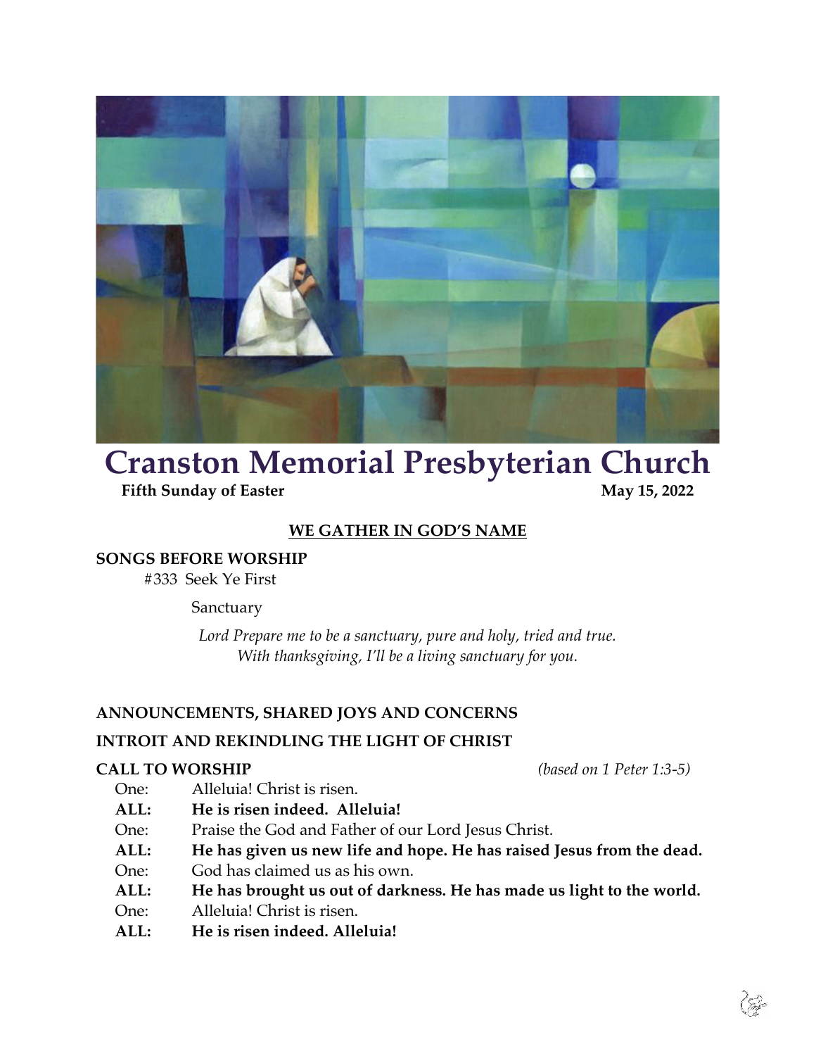# Cranston Memorial Presbyterian Church

**Fifth Sunday of Easter** **May 15, 2022**

## WE GATHER IN GOD'S NAME

**SONGS BEFORE WORSHIP**

#333 Seek Ye First

Sanctuary

*Lord Prepare me to be a sanctuary, pure and holy, tried and true.*
*With thanksgiving, I'll be a living sanctuary for you.*

**ANNOUNCEMENTS, SHARED JOYS AND CONCERNS**

**INTROIT AND REKINDLING THE LIGHT OF CHRIST**

**CALL TO WORSHIP** *(based on 1 Peter 1:3-5)*

One: Alleluia! Christ is risen.
**ALL: He is risen indeed. Alleluia!**
One: Praise the God and Father of our Lord Jesus Christ.
**ALL: He has given us new life and hope. He has raised Jesus from the dead.**
One: God has claimed us as his own.
**ALL: He has brought us out of darkness. He has made us light to the world.**
One: Alleluia! Christ is risen.
**ALL: He is risen indeed. Alleluia!**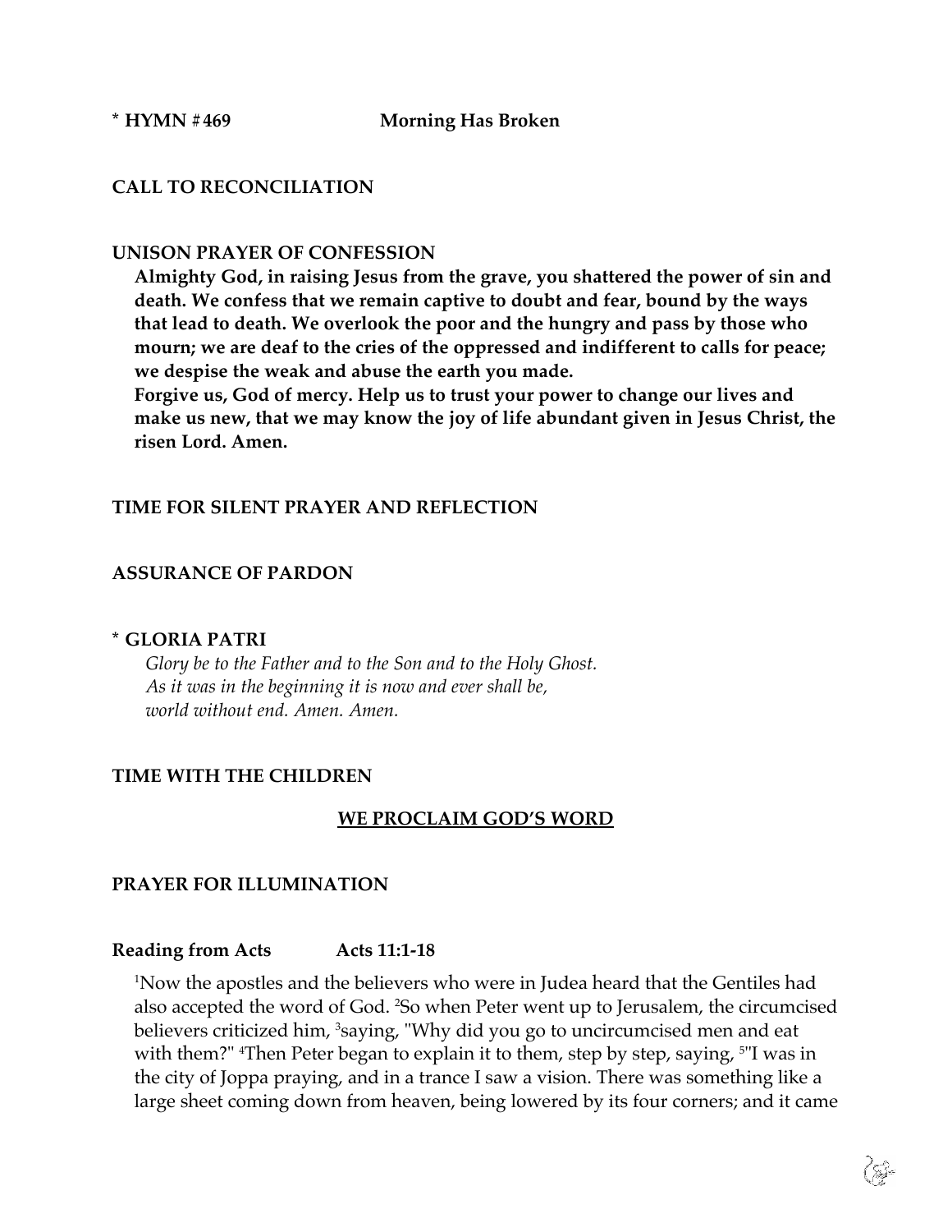**\* HYMN #469 Morning Has Broken**

**CALL TO RECONCILIATION**

**UNISON PRAYER OF CONFESSION**

**Almighty God, in raising Jesus from the grave, you shattered the power of sin and death. We confess that we remain captive to doubt and fear, bound by the ways that lead to death. We overlook the poor and the hungry and pass by those who mourn; we are deaf to the cries of the oppressed and indifferent to calls for peace; we despise the weak and abuse the earth you made.**
**Forgive us, God of mercy. Help us to trust your power to change our lives and make us new, that we may know the joy of life abundant given in Jesus Christ, the risen Lord. Amen.**

**TIME FOR SILENT PRAYER AND REFLECTION**

**ASSURANCE OF PARDON**

**\* GLORIA PATRI**

*Glory be to the Father and to the Son and to the Holy Ghost.*
*As it was in the beginning it is now and ever shall be,*
*world without end. Amen. Amen.*

**TIME WITH THE CHILDREN**

## WE PROCLAIM GOD'S WORD

**PRAYER FOR ILLUMINATION**

**Reading from Acts Acts 11:1-18**

[1]Now the apostles and the believers who were in Judea heard that the Gentiles had also accepted the word of God. [2]So when Peter went up to Jerusalem, the circumcised believers criticized him, [3]saying, "Why did you go to uncircumcised men and eat with them?" [4]Then Peter began to explain it to them, step by step, saying, [5]"I was in the city of Joppa praying, and in a trance I saw a vision. There was something like a large sheet coming down from heaven, being lowered by its four corners; and it came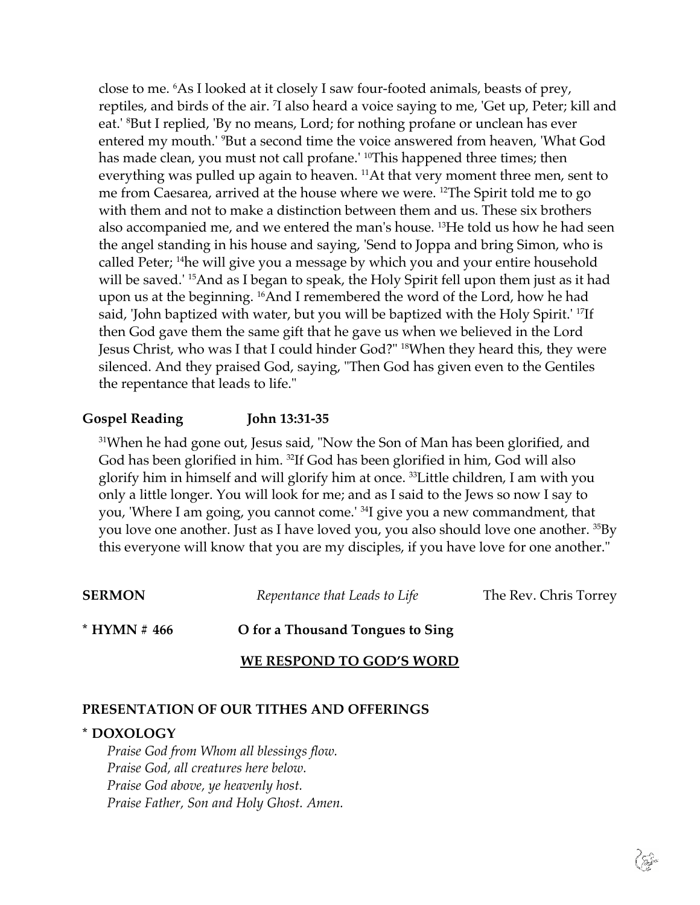close to me. [6]As I looked at it closely I saw four-footed animals, beasts of prey, reptiles, and birds of the air. [7]I also heard a voice saying to me, 'Get up, Peter; kill and eat.' [8]But I replied, 'By no means, Lord; for nothing profane or unclean has ever entered my mouth.' [9]But a second time the voice answered from heaven, 'What God has made clean, you must not call profane.' [10]This happened three times; then everything was pulled up again to heaven. [11]At that very moment three men, sent to me from Caesarea, arrived at the house where we were. [12]The Spirit told me to go with them and not to make a distinction between them and us. These six brothers also accompanied me, and we entered the man's house. [13]He told us how he had seen the angel standing in his house and saying, 'Send to Joppa and bring Simon, who is called Peter; [14]he will give you a message by which you and your entire household will be saved.' [15]And as I began to speak, the Holy Spirit fell upon them just as it had upon us at the beginning. [16]And I remembered the word of the Lord, how he had said, 'John baptized with water, but you will be baptized with the Holy Spirit.' [17]If then God gave them the same gift that he gave us when we believed in the Lord Jesus Christ, who was I that I could hinder God?" [18]When they heard this, they were silenced. And they praised God, saying, "Then God has given even to the Gentiles the repentance that leads to life."

**Gospel Reading** **John 13:31-35**

[31]When he had gone out, Jesus said, "Now the Son of Man has been glorified, and God has been glorified in him. [32]If God has been glorified in him, God will also glorify him in himself and will glorify him at once. [33]Little children, I am with you only a little longer. You will look for me; and as I said to the Jews so now I say to you, 'Where I am going, you cannot come.' [34]I give you a new commandment, that you love one another. Just as I have loved you, you also should love one another. [35]By this everyone will know that you are my disciples, if you have love for one another."

**SERMON** *Repentance that Leads to Life* The Rev. Chris Torrey

**\* HYMN # 466** **O for a Thousand Tongues to Sing**

**WE RESPOND TO GOD'S WORD**

**PRESENTATION OF OUR TITHES AND OFFERINGS**

**\* DOXOLOGY**

*Praise God from Whom all blessings flow.*
*Praise God, all creatures here below.*
*Praise God above, ye heavenly host.*
*Praise Father, Son and Holy Ghost. Amen.*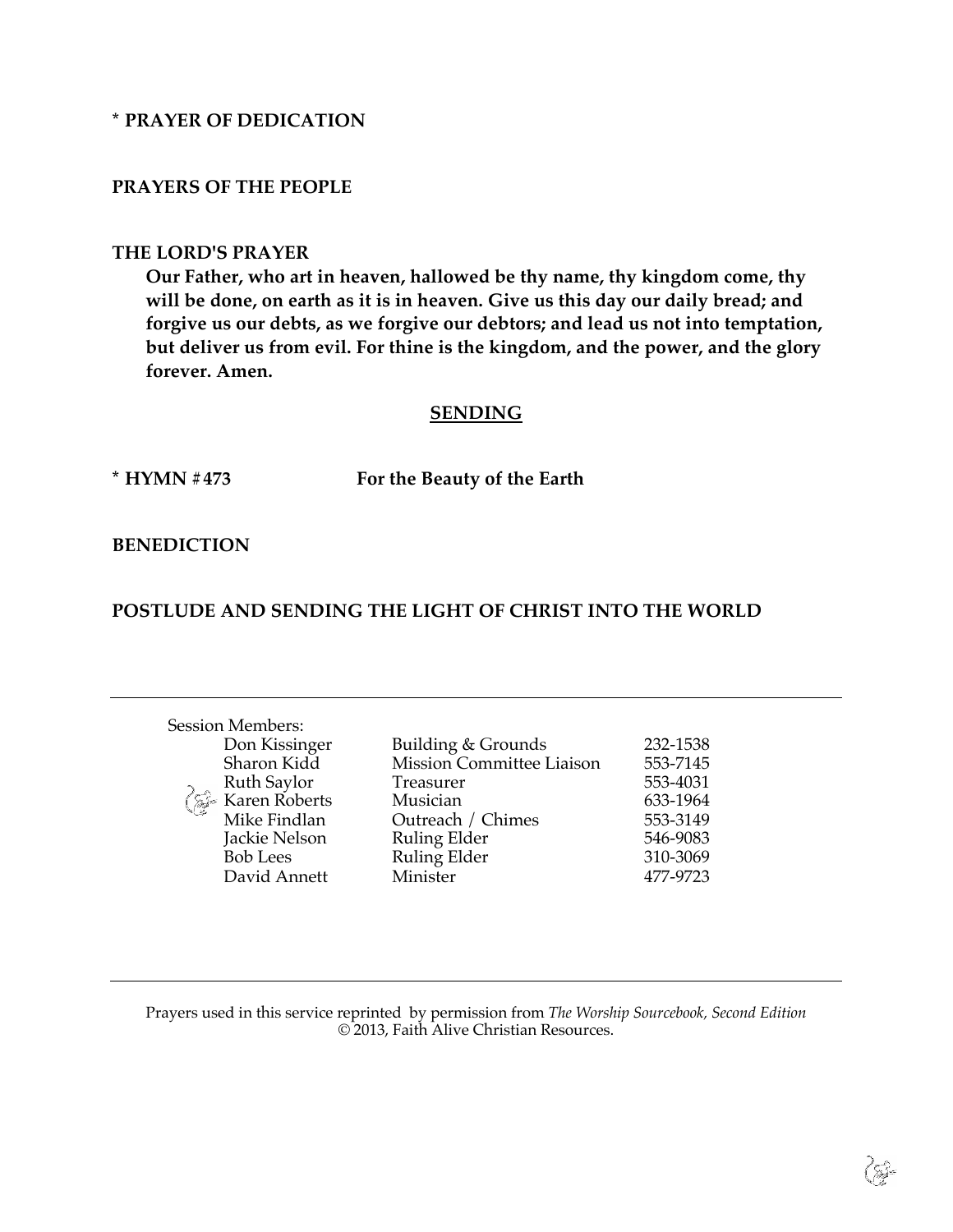**\* PRAYER OF DEDICATION**

**PRAYERS OF THE PEOPLE**

**THE LORD'S PRAYER**

**Our Father, who art in heaven, hallowed be thy name, thy kingdom come, thy will be done, on earth as it is in heaven. Give us this day our daily bread; and forgive us our debts, as we forgive our debtors; and lead us not into temptation, but deliver us from evil. For thine is the kingdom, and the power, and the glory forever. Amen.**

## SENDING

**\* HYMN #473** **For the Beauty of the Earth**

**BENEDICTION**

**POSTLUDE AND SENDING THE LIGHT OF CHRIST INTO THE WORLD**

---

Session Members:

| | | |
|---|---|---|
| Don Kissinger | Building & Grounds | 232-1538 |
| Sharon Kidd | Mission Committee Liaison | 553-7145 |
| Ruth Saylor | Treasurer | 553-4031 |
| Karen Roberts | Musician | 633-1964 |
| Mike Findlan | Outreach / Chimes | 553-3149 |
| Jackie Nelson | Ruling Elder | 546-9083 |
| Bob Lees | Ruling Elder | 310-3069 |
| David Annett | Minister | 477-9723 |

---

Prayers used in this service reprinted by permission from *The Worship Sourcebook, Second Edition* © 2013, Faith Alive Christian Resources.